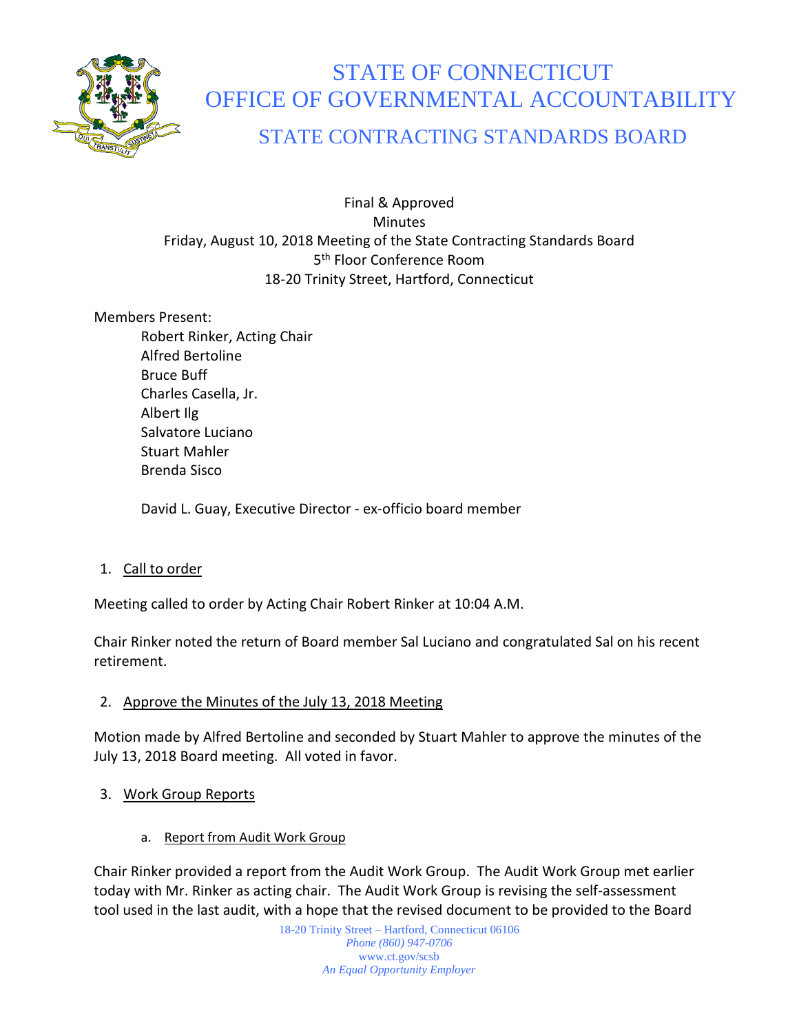# STATE OF CONNECTICUT
# OFFICE OF GOVERNMENTAL ACCOUNTABILITY
## STATE CONTRACTING STANDARDS BOARD

Final & Approved
Minutes
Friday, August 10, 2018 Meeting of the State Contracting Standards Board
5th Floor Conference Room
18-20 Trinity Street, Hartford, Connecticut

Members Present:

- Robert Rinker, Acting Chair
- Alfred Bertoline
- Bruce Buff
- Charles Casella, Jr.
- Albert Ilg
- Salvatore Luciano
- Stuart Mahler
- Brenda Sisco

David L. Guay, Executive Director - ex-officio board member

1. Call to order

Meeting called to order by Acting Chair Robert Rinker at 10:04 A.M.

Chair Rinker noted the return of Board member Sal Luciano and congratulated Sal on his recent retirement.

2. Approve the Minutes of the July 13, 2018 Meeting

Motion made by Alfred Bertoline and seconded by Stuart Mahler to approve the minutes of the July 13, 2018 Board meeting. All voted in favor.

3. Work Group Reports

   a. Report from Audit Work Group

Chair Rinker provided a report from the Audit Work Group. The Audit Work Group met earlier today with Mr. Rinker as acting chair. The Audit Work Group is revising the self-assessment tool used in the last audit, with a hope that the revised document to be provided to the Board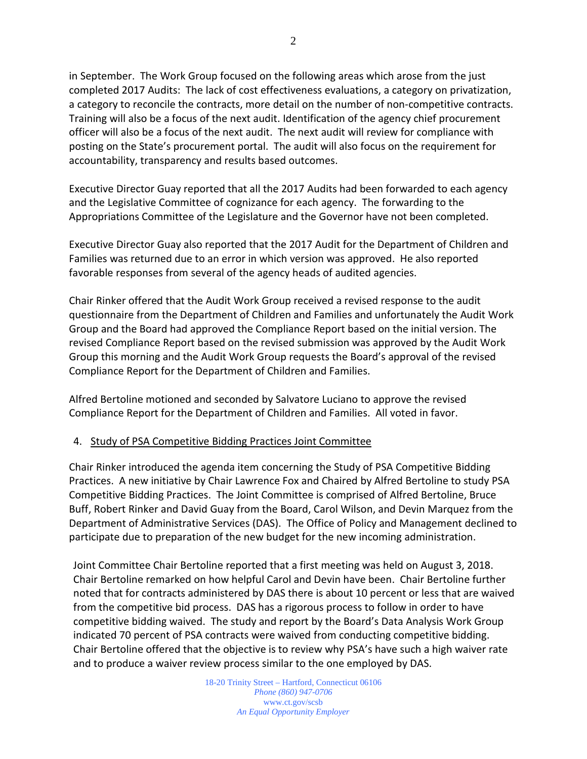in September. The Work Group focused on the following areas which arose from the just completed 2017 Audits: The lack of cost effectiveness evaluations, a category on privatization, a category to reconcile the contracts, more detail on the number of non-competitive contracts. Training will also be a focus of the next audit. Identification of the agency chief procurement officer will also be a focus of the next audit. The next audit will review for compliance with posting on the State's procurement portal. The audit will also focus on the requirement for accountability, transparency and results based outcomes.

Executive Director Guay reported that all the 2017 Audits had been forwarded to each agency and the Legislative Committee of cognizance for each agency. The forwarding to the Appropriations Committee of the Legislature and the Governor have not been completed.

Executive Director Guay also reported that the 2017 Audit for the Department of Children and Families was returned due to an error in which version was approved. He also reported favorable responses from several of the agency heads of audited agencies.

Chair Rinker offered that the Audit Work Group received a revised response to the audit questionnaire from the Department of Children and Families and unfortunately the Audit Work Group and the Board had approved the Compliance Report based on the initial version. The revised Compliance Report based on the revised submission was approved by the Audit Work Group this morning and the Audit Work Group requests the Board's approval of the revised Compliance Report for the Department of Children and Families.

Alfred Bertoline motioned and seconded by Salvatore Luciano to approve the revised Compliance Report for the Department of Children and Families. All voted in favor.

4. Study of PSA Competitive Bidding Practices Joint Committee

Chair Rinker introduced the agenda item concerning the Study of PSA Competitive Bidding Practices. A new initiative by Chair Lawrence Fox and Chaired by Alfred Bertoline to study PSA Competitive Bidding Practices. The Joint Committee is comprised of Alfred Bertoline, Bruce Buff, Robert Rinker and David Guay from the Board, Carol Wilson, and Devin Marquez from the Department of Administrative Services (DAS). The Office of Policy and Management declined to participate due to preparation of the new budget for the new incoming administration.

Joint Committee Chair Bertoline reported that a first meeting was held on August 3, 2018. Chair Bertoline remarked on how helpful Carol and Devin have been. Chair Bertoline further noted that for contracts administered by DAS there is about 10 percent or less that are waived from the competitive bid process. DAS has a rigorous process to follow in order to have competitive bidding waived. The study and report by the Board's Data Analysis Work Group indicated 70 percent of PSA contracts were waived from conducting competitive bidding. Chair Bertoline offered that the objective is to review why PSA's have such a high waiver rate and to produce a waiver review process similar to the one employed by DAS.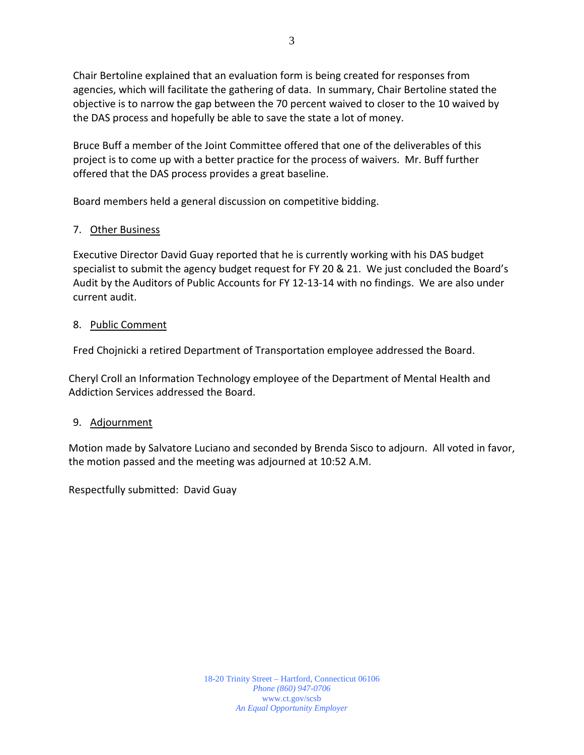Chair Bertoline explained that an evaluation form is being created for responses from agencies, which will facilitate the gathering of data. In summary, Chair Bertoline stated the objective is to narrow the gap between the 70 percent waived to closer to the 10 waived by the DAS process and hopefully be able to save the state a lot of money.

Bruce Buff a member of the Joint Committee offered that one of the deliverables of this project is to come up with a better practice for the process of waivers. Mr. Buff further offered that the DAS process provides a great baseline.

Board members held a general discussion on competitive bidding.

7. Other Business

Executive Director David Guay reported that he is currently working with his DAS budget specialist to submit the agency budget request for FY 20 & 21. We just concluded the Board's Audit by the Auditors of Public Accounts for FY 12-13-14 with no findings. We are also under current audit.

8. Public Comment

Fred Chojnicki a retired Department of Transportation employee addressed the Board.

Cheryl Croll an Information Technology employee of the Department of Mental Health and Addiction Services addressed the Board.

9. Adjournment

Motion made by Salvatore Luciano and seconded by Brenda Sisco to adjourn. All voted in favor, the motion passed and the meeting was adjourned at 10:52 A.M.

Respectfully submitted: David Guay

18-20 Trinity Street – Hartford, Connecticut 06106
*Phone (860) 947-0706*
www.ct.gov/scsb
*An Equal Opportunity Employer*